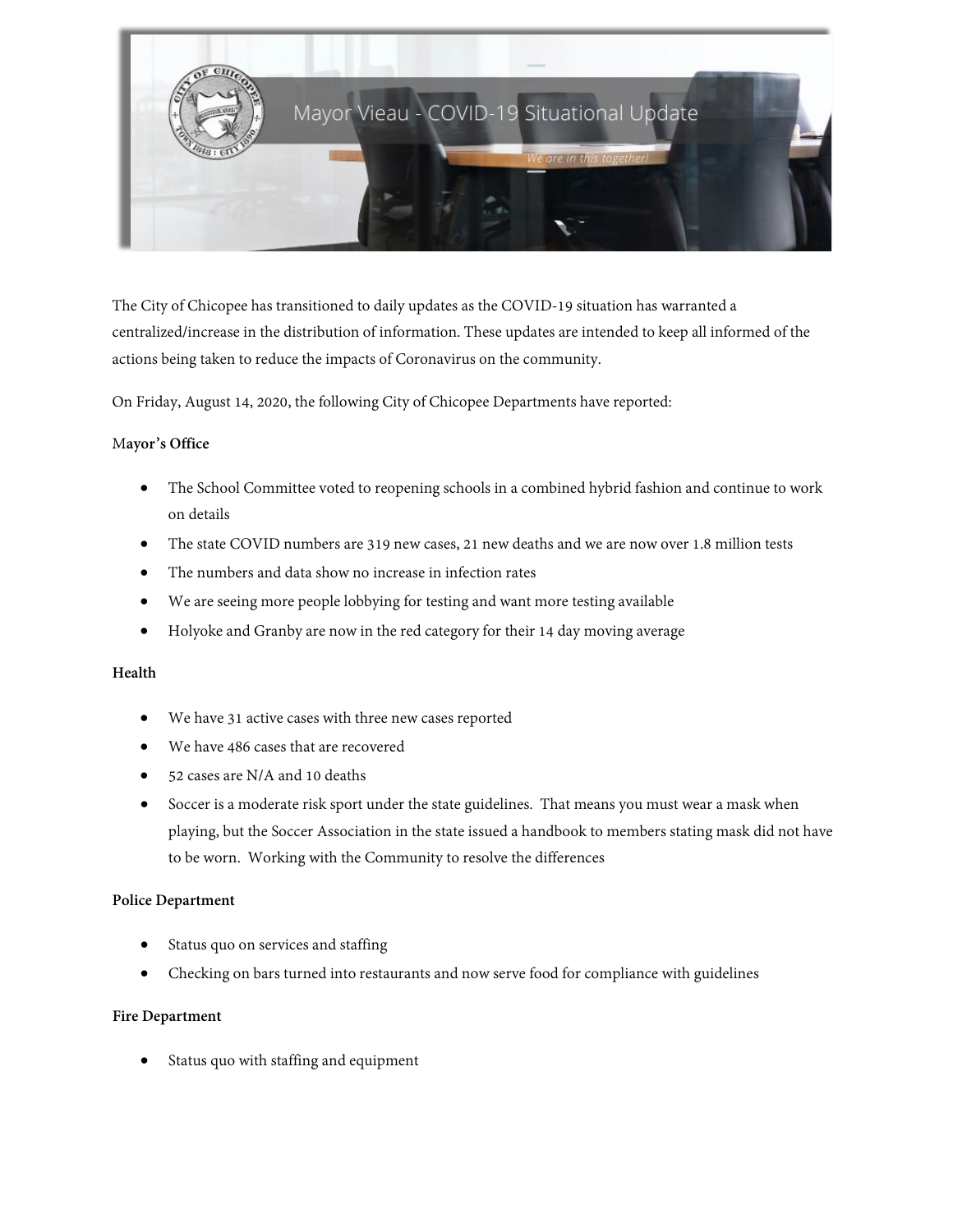# Mayor Vieau - COVID-19 Situational Update

*We are in this together!*

The City of Chicopee has transitioned to daily updates as the COVID-19 situation has warranted a centralized/increase in the distribution of information. These updates are intended to keep all informed of the actions being taken to reduce the impacts of Coronavirus on the community.

On Friday, August 14, 2020, the following City of Chicopee Departments have reported:

**Mayor's Office**

- The School Committee voted to reopening schools in a combined hybrid fashion and continue to work on details
- The state COVID numbers are 319 new cases, 21 new deaths and we are now over 1.8 million tests
- The numbers and data show no increase in infection rates
- We are seeing more people lobbying for testing and want more testing available
- Holyoke and Granby are now in the red category for their 14 day moving average

**Health**

- We have 31 active cases with three new cases reported
- We have 486 cases that are recovered
- 52 cases are N/A and 10 deaths
- Soccer is a moderate risk sport under the state guidelines. That means you must wear a mask when playing, but the Soccer Association in the state issued a handbook to members stating mask did not have to be worn. Working with the Community to resolve the differences

**Police Department**

- Status quo on services and staffing
- Checking on bars turned into restaurants and now serve food for compliance with guidelines

**Fire Department**

- Status quo with staffing and equipment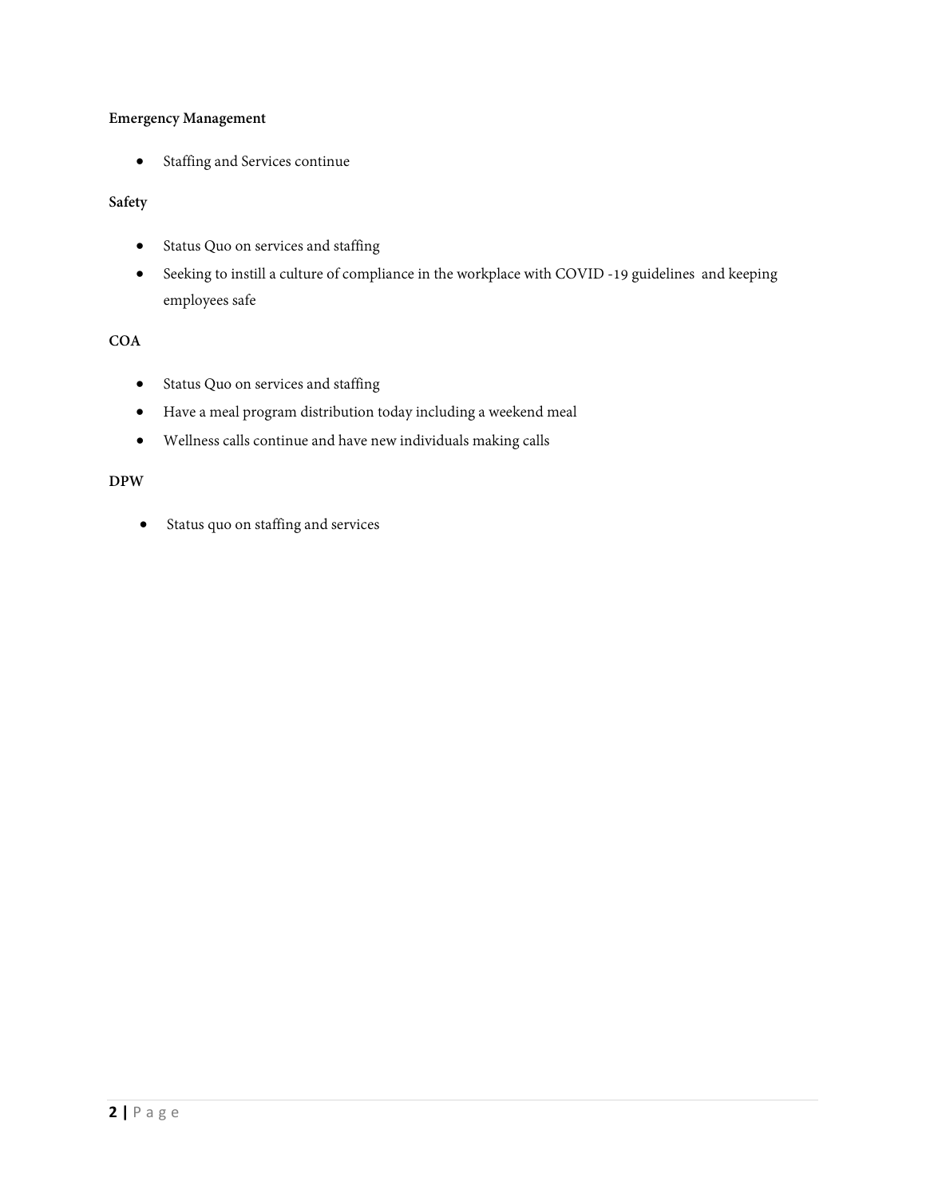**Emergency Management**

- Staffing and Services continue

**Safety**

- Status Quo on services and staffing
- Seeking to instill a culture of compliance in the workplace with COVID -19 guidelines and keeping employees safe

**COA**

- Status Quo on services and staffing
- Have a meal program distribution today including a weekend meal
- Wellness calls continue and have new individuals making calls

**DPW**

- Status quo on staffing and services